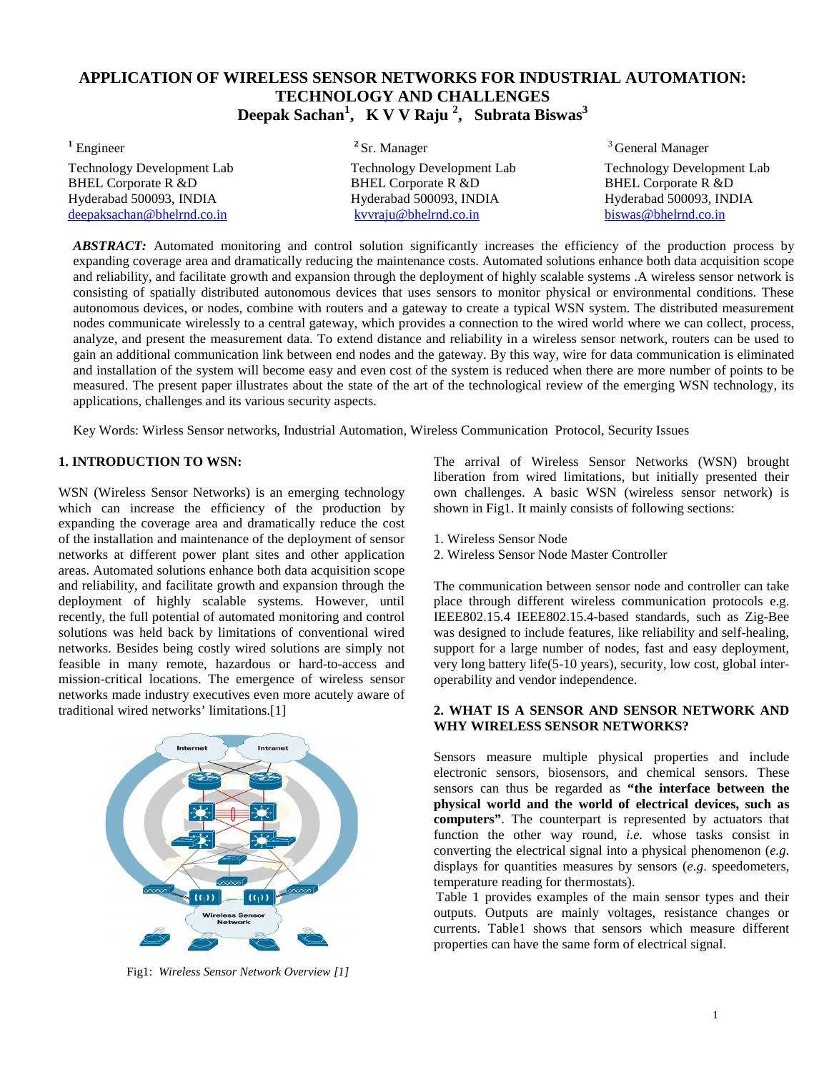# APPLICATION OF WIRELESS SENSOR NETWORKS FOR INDUSTRIAL AUTOMATION: TECHNOLOGY AND CHALLENGES

**Deepak Sachan[1], K V V Raju [2], Subrata Biswas[3]**

[1] Engineer
Technology Development Lab
BHEL Corporate R &D
Hyderabad 500093, INDIA
deepaksachan@bhelrnd.co.in

[2] Sr. Manager
Technology Development Lab
BHEL Corporate R &D
Hyderabad 500093, INDIA
kvvraju@bhelrnd.co.in

[3] General Manager
Technology Development Lab
BHEL Corporate R &D
Hyderabad 500093, INDIA
biswas@bhelrnd.co.in

***ABSTRACT:*** Automated monitoring and control solution significantly increases the efficiency of the production process by expanding coverage area and dramatically reducing the maintenance costs. Automated solutions enhance both data acquisition scope and reliability, and facilitate growth and expansion through the deployment of highly scalable systems .A wireless sensor network is consisting of spatially distributed autonomous devices that uses sensors to monitor physical or environmental conditions. These autonomous devices, or nodes, combine with routers and a gateway to create a typical WSN system. The distributed measurement nodes communicate wirelessly to a central gateway, which provides a connection to the wired world where we can collect, process, analyze, and present the measurement data. To extend distance and reliability in a wireless sensor network, routers can be used to gain an additional communication link between end nodes and the gateway. By this way, wire for data communication is eliminated and installation of the system will become easy and even cost of the system is reduced when there are more number of points to be measured. The present paper illustrates about the state of the art of the technological review of the emerging WSN technology, its applications, challenges and its various security aspects.

Key Words: Wirless Sensor networks, Industrial Automation, Wireless Communication Protocol, Security Issues

## 1. INTRODUCTION TO WSN:

WSN (Wireless Sensor Networks) is an emerging technology which can increase the efficiency of the production by expanding the coverage area and dramatically reduce the cost of the installation and maintenance of the deployment of sensor networks at different power plant sites and other application areas. Automated solutions enhance both data acquisition scope and reliability, and facilitate growth and expansion through the deployment of highly scalable systems. However, until recently, the full potential of automated monitoring and control solutions was held back by limitations of conventional wired networks. Besides being costly wired solutions are simply not feasible in many remote, hazardous or hard-to-access and mission-critical locations. The emergence of wireless sensor networks made industry executives even more acutely aware of traditional wired networks' limitations.[1]

Fig1: *Wireless Sensor Network Overview [1]*

The arrival of Wireless Sensor Networks (WSN) brought liberation from wired limitations, but initially presented their own challenges. A basic WSN (wireless sensor network) is shown in Fig1. It mainly consists of following sections:

1. Wireless Sensor Node
2. Wireless Sensor Node Master Controller

The communication between sensor node and controller can take place through different wireless communication protocols e.g. IEEE802.15.4 IEEE802.15.4-based standards, such as Zig-Bee was designed to include features, like reliability and self-healing, support for a large number of nodes, fast and easy deployment, very long battery life(5-10 years), security, low cost, global inter-operability and vendor independence.

## 2. WHAT IS A SENSOR AND SENSOR NETWORK AND WHY WIRELESS SENSOR NETWORKS?

Sensors measure multiple physical properties and include electronic sensors, biosensors, and chemical sensors. These sensors can thus be regarded as **"the interface between the physical world and the world of electrical devices, such as computers"**. The counterpart is represented by actuators that function the other way round, *i.e.* whose tasks consist in converting the electrical signal into a physical phenomenon (*e.g.* displays for quantities measures by sensors (*e.g*. speedometers, temperature reading for thermostats).

Table 1 provides examples of the main sensor types and their outputs. Outputs are mainly voltages, resistance changes or currents. Table1 shows that sensors which measure different properties can have the same form of electrical signal.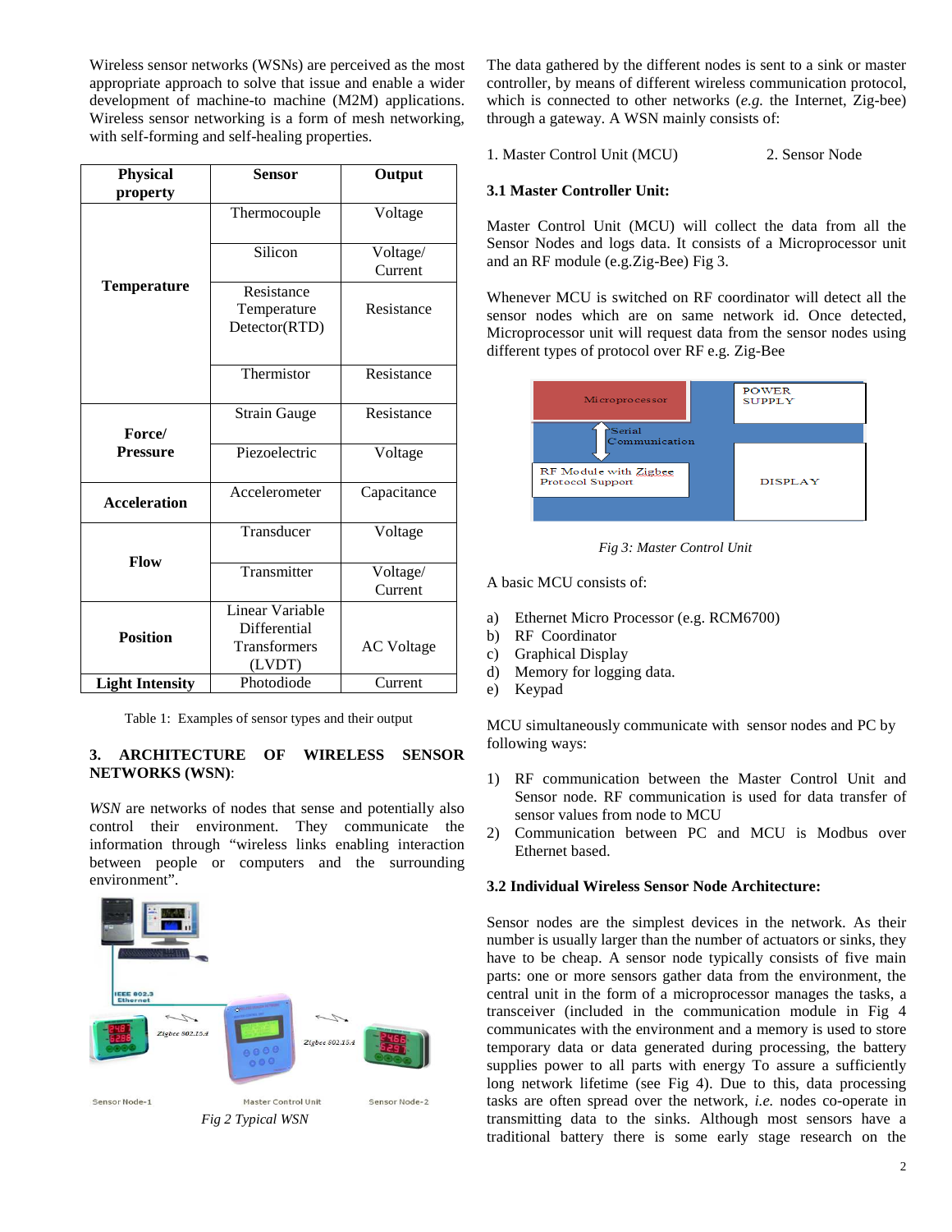Wireless sensor networks (WSNs) are perceived as the most appropriate approach to solve that issue and enable a wider development of machine-to machine (M2M) applications. Wireless sensor networking is a form of mesh networking, with self-forming and self-healing properties.

| Physical property | Sensor | Output |
|---|---|---|
| Temperature | Thermocouple | Voltage |
| | Silicon | Voltage/ Current |
| | Resistance Temperature Detector(RTD) | Resistance |
| | Thermistor | Resistance |
| Force/ Pressure | Strain Gauge | Resistance |
| | Piezoelectric | Voltage |
| Acceleration | Accelerometer | Capacitance |
| Flow | Transducer | Voltage |
| | Transmitter | Voltage/ Current |
| Position | Linear Variable Differential Transformers (LVDT) | AC Voltage |
| Light Intensity | Photodiode | Current |

Table 1: Examples of sensor types and their output

## 3. ARCHITECTURE OF WIRELESS SENSOR NETWORKS (WSN):

*WSN* are networks of nodes that sense and potentially also control their environment. They communicate the information through "wireless links enabling interaction between people or computers and the surrounding environment".

*Fig 2 Typical WSN*

The data gathered by the different nodes is sent to a sink or master controller, by means of different wireless communication protocol, which is connected to other networks (*e.g.* the Internet, Zig-bee) through a gateway. A WSN mainly consists of:

1. Master Control Unit (MCU) 2. Sensor Node

### 3.1 Master Controller Unit:

Master Control Unit (MCU) will collect the data from all the Sensor Nodes and logs data. It consists of a Microprocessor unit and an RF module (e.g.Zig-Bee) Fig 3.

Whenever MCU is switched on RF coordinator will detect all the sensor nodes which are on same network id. Once detected, Microprocessor unit will request data from the sensor nodes using different types of protocol over RF e.g. Zig-Bee

*Fig 3: Master Control Unit*

A basic MCU consists of:

a) Ethernet Micro Processor (e.g. RCM6700)
b) RF Coordinator
c) Graphical Display
d) Memory for logging data.
e) Keypad

MCU simultaneously communicate with sensor nodes and PC by following ways:

1) RF communication between the Master Control Unit and Sensor node. RF communication is used for data transfer of sensor values from node to MCU
2) Communication between PC and MCU is Modbus over Ethernet based.

### 3.2 Individual Wireless Sensor Node Architecture:

Sensor nodes are the simplest devices in the network. As their number is usually larger than the number of actuators or sinks, they have to be cheap. A sensor node typically consists of five main parts: one or more sensors gather data from the environment, the central unit in the form of a microprocessor manages the tasks, a transceiver (included in the communication module in Fig 4 communicates with the environment and a memory is used to store temporary data or data generated during processing, the battery supplies power to all parts with energy To assure a sufficiently long network lifetime (see Fig 4). Due to this, data processing tasks are often spread over the network, *i.e.* nodes co-operate in transmitting data to the sinks. Although most sensors have a traditional battery there is some early stage research on the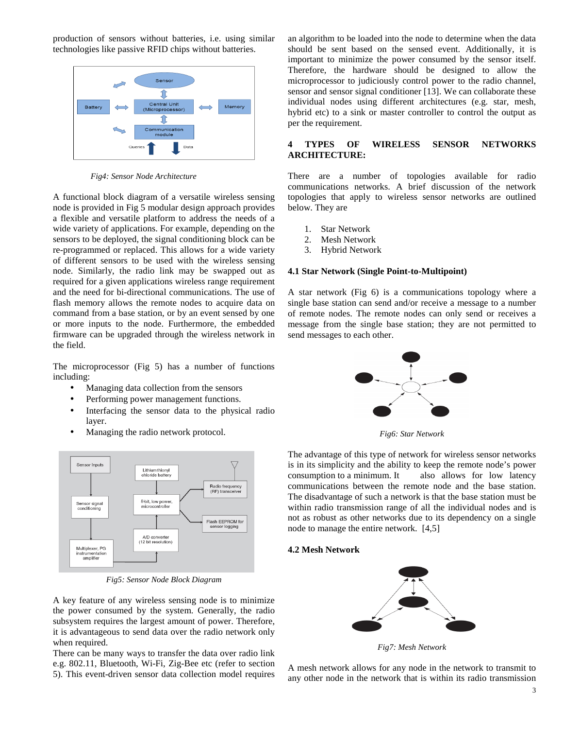production of sensors without batteries, i.e. using similar technologies like passive RFID chips without batteries.

*Fig4: Sensor Node Architecture*

A functional block diagram of a versatile wireless sensing node is provided in Fig 5 modular design approach provides a flexible and versatile platform to address the needs of a wide variety of applications. For example, depending on the sensors to be deployed, the signal conditioning block can be re-programmed or replaced. This allows for a wide variety of different sensors to be used with the wireless sensing node. Similarly, the radio link may be swapped out as required for a given applications wireless range requirement and the need for bi-directional communications. The use of flash memory allows the remote nodes to acquire data on command from a base station, or by an event sensed by one or more inputs to the node. Furthermore, the embedded firmware can be upgraded through the wireless network in the field.

The microprocessor (Fig 5) has a number of functions including:

- Managing data collection from the sensors
- Performing power management functions.
- Interfacing the sensor data to the physical radio layer.
- Managing the radio network protocol.

*Fig5: Sensor Node Block Diagram*

A key feature of any wireless sensing node is to minimize the power consumed by the system. Generally, the radio subsystem requires the largest amount of power. Therefore, it is advantageous to send data over the radio network only when required.

There can be many ways to transfer the data over radio link e.g. 802.11, Bluetooth, Wi-Fi, Zig-Bee etc (refer to section 5). This event-driven sensor data collection model requires an algorithm to be loaded into the node to determine when the data should be sent based on the sensed event. Additionally, it is important to minimize the power consumed by the sensor itself. Therefore, the hardware should be designed to allow the microprocessor to judiciously control power to the radio channel, sensor and sensor signal conditioner [13]. We can collaborate these individual nodes using different architectures (e.g. star, mesh, hybrid etc) to a sink or master controller to control the output as per the requirement.

## 4 TYPES OF WIRELESS SENSOR NETWORKS ARCHITECTURE:

There are a number of topologies available for radio communications networks. A brief discussion of the network topologies that apply to wireless sensor networks are outlined below. They are

1. Star Network
2. Mesh Network
3. Hybrid Network

### 4.1 Star Network (Single Point-to-Multipoint)

A star network (Fig 6) is a communications topology where a single base station can send and/or receive a message to a number of remote nodes. The remote nodes can only send or receives a message from the single base station; they are not permitted to send messages to each other.

*Fig6: Star Network*

The advantage of this type of network for wireless sensor networks is in its simplicity and the ability to keep the remote node's power consumption to a minimum. It also allows for low latency communications between the remote node and the base station. The disadvantage of such a network is that the base station must be within radio transmission range of all the individual nodes and is not as robust as other networks due to its dependency on a single node to manage the entire network. [4,5]

### 4.2 Mesh Network

*Fig7: Mesh Network*

A mesh network allows for any node in the network to transmit to any other node in the network that is within its radio transmission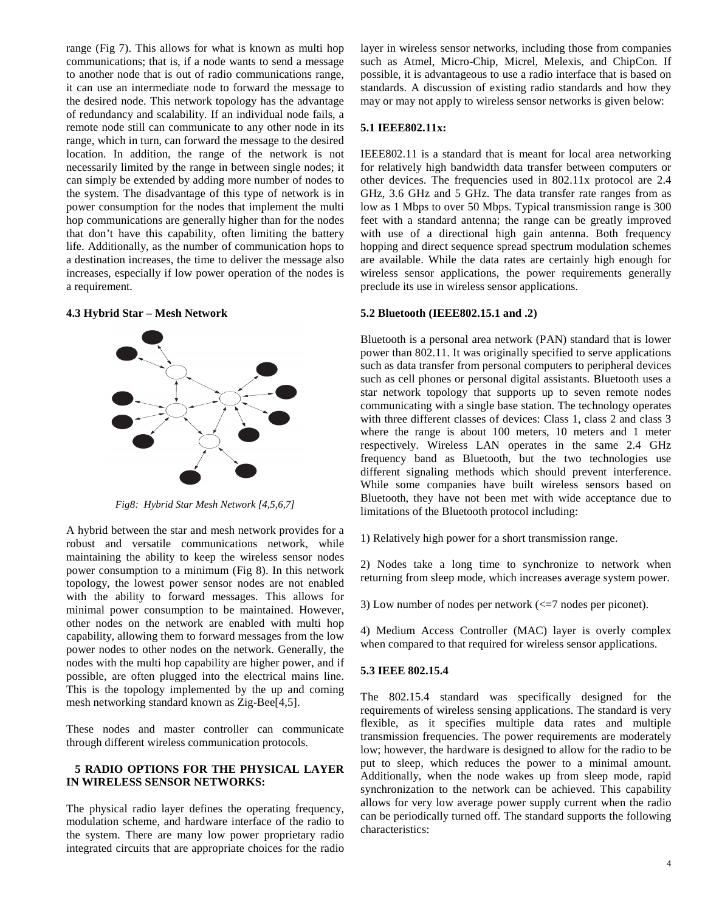range (Fig 7). This allows for what is known as multi hop communications; that is, if a node wants to send a message to another node that is out of radio communications range, it can use an intermediate node to forward the message to the desired node. This network topology has the advantage of redundancy and scalability. If an individual node fails, a remote node still can communicate to any other node in its range, which in turn, can forward the message to the desired location. In addition, the range of the network is not necessarily limited by the range in between single nodes; it can simply be extended by adding more number of nodes to the system. The disadvantage of this type of network is in power consumption for the nodes that implement the multi hop communications are generally higher than for the nodes that don't have this capability, often limiting the battery life. Additionally, as the number of communication hops to a destination increases, the time to deliver the message also increases, especially if low power operation of the nodes is a requirement.

### 4.3 Hybrid Star – Mesh Network

*Fig8: Hybrid Star Mesh Network [4,5,6,7]*

A hybrid between the star and mesh network provides for a robust and versatile communications network, while maintaining the ability to keep the wireless sensor nodes power consumption to a minimum (Fig 8). In this network topology, the lowest power sensor nodes are not enabled with the ability to forward messages. This allows for minimal power consumption to be maintained. However, other nodes on the network are enabled with multi hop capability, allowing them to forward messages from the low power nodes to other nodes on the network. Generally, the nodes with the multi hop capability are higher power, and if possible, are often plugged into the electrical mains line. This is the topology implemented by the up and coming mesh networking standard known as Zig-Bee[4,5].

These nodes and master controller can communicate through different wireless communication protocols.

## 5 RADIO OPTIONS FOR THE PHYSICAL LAYER IN WIRELESS SENSOR NETWORKS:

The physical radio layer defines the operating frequency, modulation scheme, and hardware interface of the radio to the system. There are many low power proprietary radio integrated circuits that are appropriate choices for the radio layer in wireless sensor networks, including those from companies such as Atmel, Micro-Chip, Micrel, Melexis, and ChipCon. If possible, it is advantageous to use a radio interface that is based on standards. A discussion of existing radio standards and how they may or may not apply to wireless sensor networks is given below:

### 5.1 IEEE802.11x:

IEEE802.11 is a standard that is meant for local area networking for relatively high bandwidth data transfer between computers or other devices. The frequencies used in 802.11x protocol are 2.4 GHz, 3.6 GHz and 5 GHz. The data transfer rate ranges from as low as 1 Mbps to over 50 Mbps. Typical transmission range is 300 feet with a standard antenna; the range can be greatly improved with use of a directional high gain antenna. Both frequency hopping and direct sequence spread spectrum modulation schemes are available. While the data rates are certainly high enough for wireless sensor applications, the power requirements generally preclude its use in wireless sensor applications.

### 5.2 Bluetooth (IEEE802.15.1 and .2)

Bluetooth is a personal area network (PAN) standard that is lower power than 802.11. It was originally specified to serve applications such as data transfer from personal computers to peripheral devices such as cell phones or personal digital assistants. Bluetooth uses a star network topology that supports up to seven remote nodes communicating with a single base station. The technology operates with three different classes of devices: Class 1, class 2 and class 3 where the range is about 100 meters, 10 meters and 1 meter respectively. Wireless LAN operates in the same 2.4 GHz frequency band as Bluetooth, but the two technologies use different signaling methods which should prevent interference. While some companies have built wireless sensors based on Bluetooth, they have not been met with wide acceptance due to limitations of the Bluetooth protocol including:

1) Relatively high power for a short transmission range.

2) Nodes take a long time to synchronize to network when returning from sleep mode, which increases average system power.

3) Low number of nodes per network (<=7 nodes per piconet).

4) Medium Access Controller (MAC) layer is overly complex when compared to that required for wireless sensor applications.

### 5.3 IEEE 802.15.4

The 802.15.4 standard was specifically designed for the requirements of wireless sensing applications. The standard is very flexible, as it specifies multiple data rates and multiple transmission frequencies. The power requirements are moderately low; however, the hardware is designed to allow for the radio to be put to sleep, which reduces the power to a minimal amount. Additionally, when the node wakes up from sleep mode, rapid synchronization to the network can be achieved. This capability allows for very low average power supply current when the radio can be periodically turned off. The standard supports the following characteristics: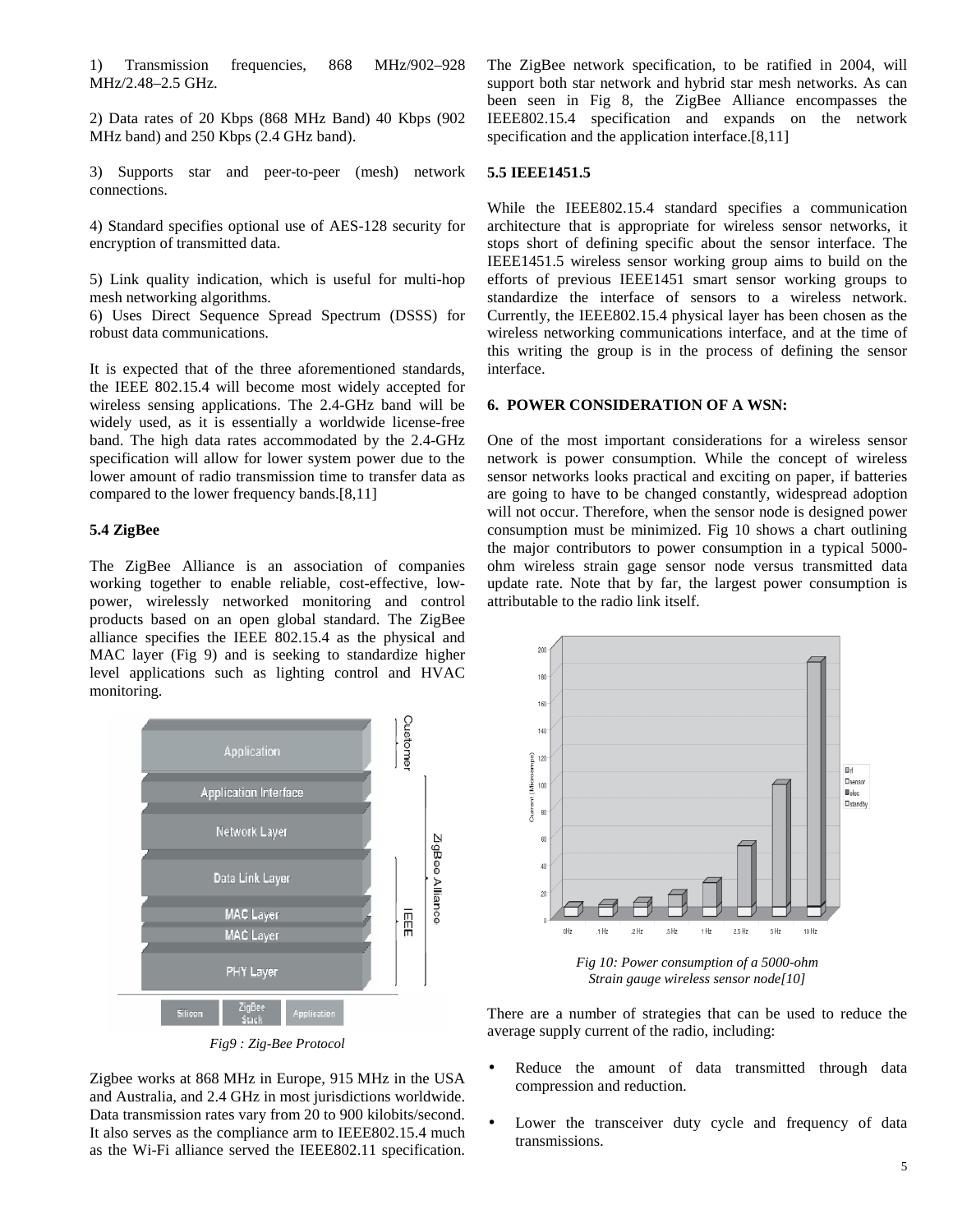1) Transmission frequencies, 868 MHz/902–928 MHz/2.48–2.5 GHz.

2) Data rates of 20 Kbps (868 MHz Band) 40 Kbps (902 MHz band) and 250 Kbps (2.4 GHz band).

3) Supports star and peer-to-peer (mesh) network connections.

4) Standard specifies optional use of AES-128 security for encryption of transmitted data.

5) Link quality indication, which is useful for multi-hop mesh networking algorithms.

6) Uses Direct Sequence Spread Spectrum (DSSS) for robust data communications.

It is expected that of the three aforementioned standards, the IEEE 802.15.4 will become most widely accepted for wireless sensing applications. The 2.4-GHz band will be widely used, as it is essentially a worldwide license-free band. The high data rates accommodated by the 2.4-GHz specification will allow for lower system power due to the lower amount of radio transmission time to transfer data as compared to the lower frequency bands.[8,11]

### 5.4 ZigBee

The ZigBee Alliance is an association of companies working together to enable reliable, cost-effective, low-power, wirelessly networked monitoring and control products based on an open global standard. The ZigBee alliance specifies the IEEE 802.15.4 as the physical and MAC layer (Fig 9) and is seeking to standardize higher level applications such as lighting control and HVAC monitoring.

*Fig9 : Zig-Bee Protocol*

Zigbee works at 868 MHz in Europe, 915 MHz in the USA and Australia, and 2.4 GHz in most jurisdictions worldwide. Data transmission rates vary from 20 to 900 kilobits/second. It also serves as the compliance arm to IEEE802.15.4 much as the Wi-Fi alliance served the IEEE802.11 specification. The ZigBee network specification, to be ratified in 2004, will support both star network and hybrid star mesh networks. As can been seen in Fig 8, the ZigBee Alliance encompasses the IEEE802.15.4 specification and expands on the network specification and the application interface.[8,11]

### 5.5 IEEE1451.5

While the IEEE802.15.4 standard specifies a communication architecture that is appropriate for wireless sensor networks, it stops short of defining specific about the sensor interface. The IEEE1451.5 wireless sensor working group aims to build on the efforts of previous IEEE1451 smart sensor working groups to standardize the interface of sensors to a wireless network. Currently, the IEEE802.15.4 physical layer has been chosen as the wireless networking communications interface, and at the time of this writing the group is in the process of defining the sensor interface.

## 6. POWER CONSIDERATION OF A WSN:

One of the most important considerations for a wireless sensor network is power consumption. While the concept of wireless sensor networks looks practical and exciting on paper, if batteries are going to have to be changed constantly, widespread adoption will not occur. Therefore, when the sensor node is designed power consumption must be minimized. Fig 10 shows a chart outlining the major contributors to power consumption in a typical 5000-ohm wireless strain gage sensor node versus transmitted data update rate. Note that by far, the largest power consumption is attributable to the radio link itself.

*Fig 10: Power consumption of a 5000-ohm Strain gauge wireless sensor node[10]*

There are a number of strategies that can be used to reduce the average supply current of the radio, including:

- Reduce the amount of data transmitted through data compression and reduction.
- Lower the transceiver duty cycle and frequency of data transmissions.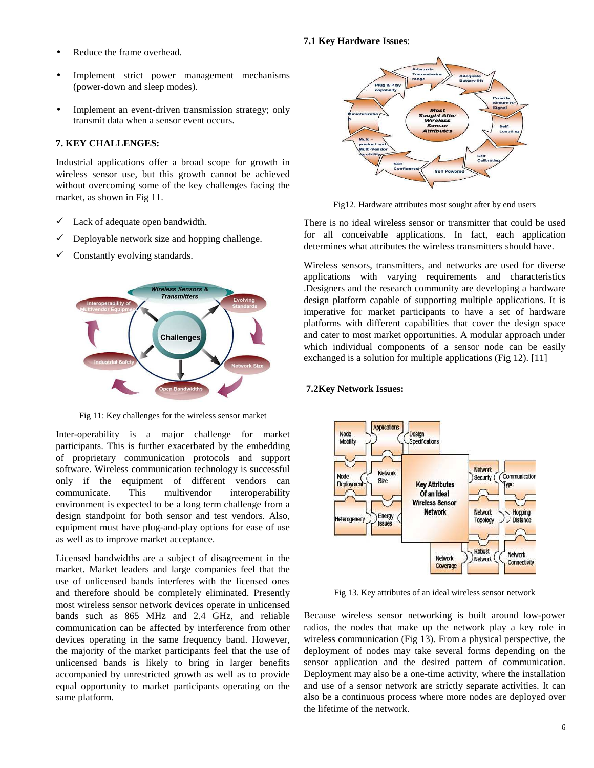- Reduce the frame overhead.
- Implement strict power management mechanisms (power-down and sleep modes).
- Implement an event-driven transmission strategy; only transmit data when a sensor event occurs.

## 7. KEY CHALLENGES:

Industrial applications offer a broad scope for growth in wireless sensor use, but this growth cannot be achieved without overcoming some of the key challenges facing the market, as shown in Fig 11.

- ✓ Lack of adequate open bandwidth.
- ✓ Deployable network size and hopping challenge.
- ✓ Constantly evolving standards.

Fig 11: Key challenges for the wireless sensor market

Inter-operability is a major challenge for market participants. This is further exacerbated by the embedding of proprietary communication protocols and support software. Wireless communication technology is successful only if the equipment of different vendors can communicate. This multivendor interoperability environment is expected to be a long term challenge from a design standpoint for both sensor and test vendors. Also, equipment must have plug-and-play options for ease of use as well as to improve market acceptance.

Licensed bandwidths are a subject of disagreement in the market. Market leaders and large companies feel that the use of unlicensed bands interferes with the licensed ones and therefore should be completely eliminated. Presently most wireless sensor network devices operate in unlicensed bands such as 865 MHz and 2.4 GHz, and reliable communication can be affected by interference from other devices operating in the same frequency band. However, the majority of the market participants feel that the use of unlicensed bands is likely to bring in larger benefits accompanied by unrestricted growth as well as to provide equal opportunity to market participants operating on the same platform.

### 7.1 Key Hardware Issues:

Fig12. Hardware attributes most sought after by end users

There is no ideal wireless sensor or transmitter that could be used for all conceivable applications. In fact, each application determines what attributes the wireless transmitters should have.

Wireless sensors, transmitters, and networks are used for diverse applications with varying requirements and characteristics .Designers and the research community are developing a hardware design platform capable of supporting multiple applications. It is imperative for market participants to have a set of hardware platforms with different capabilities that cover the design space and cater to most market opportunities. A modular approach under which individual components of a sensor node can be easily exchanged is a solution for multiple applications (Fig 12). [11]

### 7.2Key Network Issues:

Fig 13. Key attributes of an ideal wireless sensor network

Because wireless sensor networking is built around low-power radios, the nodes that make up the network play a key role in wireless communication (Fig 13). From a physical perspective, the deployment of nodes may take several forms depending on the sensor application and the desired pattern of communication. Deployment may also be a one-time activity, where the installation and use of a sensor network are strictly separate activities. It can also be a continuous process where more nodes are deployed over the lifetime of the network.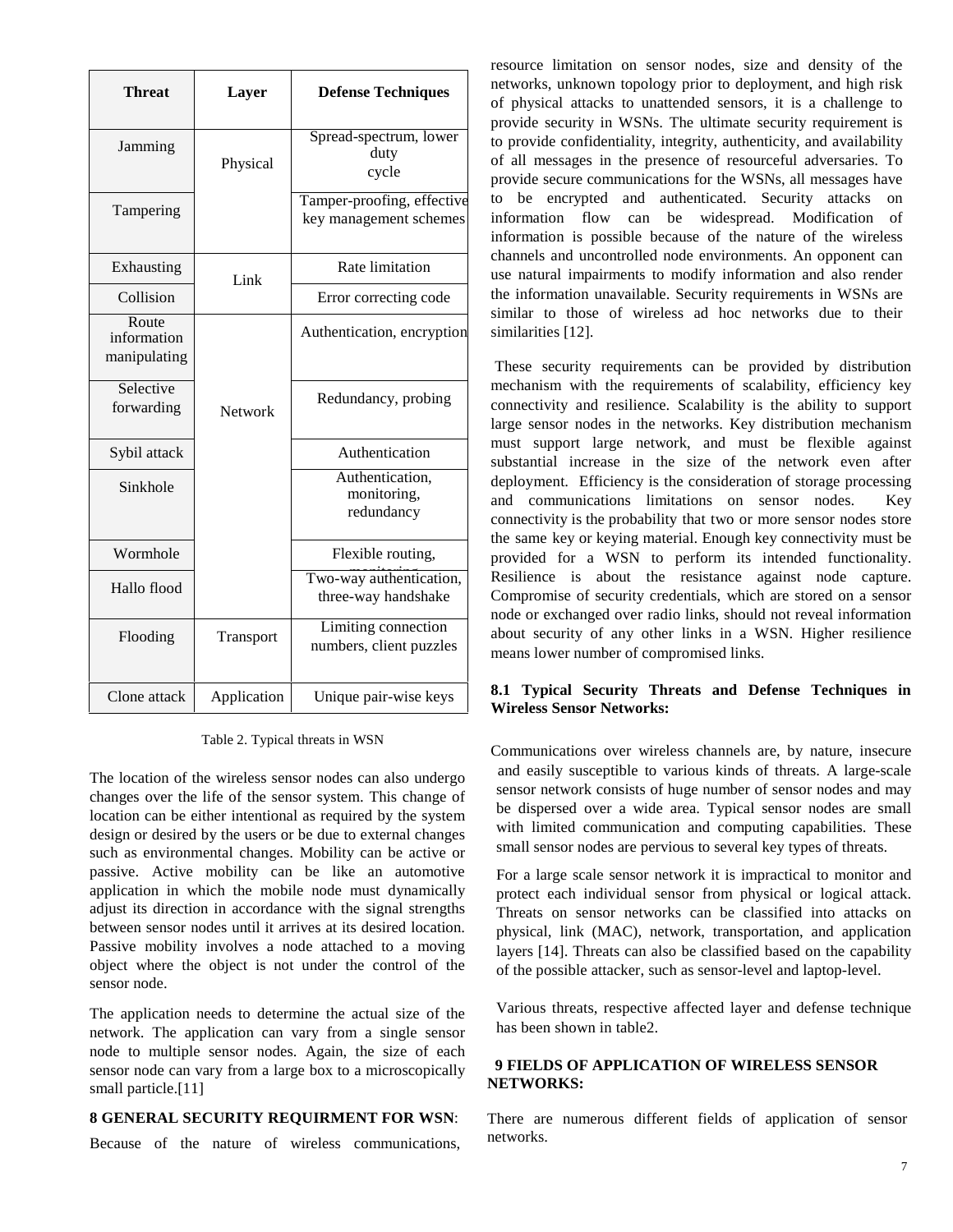| Threat | Layer | Defense Techniques |
|---|---|---|
| Jamming | Physical | Spread-spectrum, lower duty cycle |
| Tampering | | Tamper-proofing, effective key management schemes |
| Exhausting | Link | Rate limitation |
| Collision | | Error correcting code |
| Route information manipulating | Network | Authentication, encryption |
| Selective forwarding | | Redundancy, probing |
| Sybil attack | | Authentication |
| Sinkhole | | Authentication, monitoring, redundancy |
| Wormhole | | Flexible routing, monitoring |
| Hallo flood | | Two-way authentication, three-way handshake |
| Flooding | Transport | Limiting connection numbers, client puzzles |
| Clone attack | Application | Unique pair-wise keys |

Table 2. Typical threats in WSN

The location of the wireless sensor nodes can also undergo changes over the life of the sensor system. This change of location can be either intentional as required by the system design or desired by the users or be due to external changes such as environmental changes. Mobility can be active or passive. Active mobility can be like an automotive application in which the mobile node must dynamically adjust its direction in accordance with the signal strengths between sensor nodes until it arrives at its desired location. Passive mobility involves a node attached to a moving object where the object is not under the control of the sensor node.

The application needs to determine the actual size of the network. The application can vary from a single sensor node to multiple sensor nodes. Again, the size of each sensor node can vary from a large box to a microscopically small particle.[11]

## 8 GENERAL SECURITY REQUIRMENT FOR WSN:

Because of the nature of wireless communications, resource limitation on sensor nodes, size and density of the networks, unknown topology prior to deployment, and high risk of physical attacks to unattended sensors, it is a challenge to provide security in WSNs. The ultimate security requirement is to provide confidentiality, integrity, authenticity, and availability of all messages in the presence of resourceful adversaries. To provide secure communications for the WSNs, all messages have to be encrypted and authenticated. Security attacks on information flow can be widespread. Modification of information is possible because of the nature of the wireless channels and uncontrolled node environments. An opponent can use natural impairments to modify information and also render the information unavailable. Security requirements in WSNs are similar to those of wireless ad hoc networks due to their similarities [12].

These security requirements can be provided by distribution mechanism with the requirements of scalability, efficiency key connectivity and resilience. Scalability is the ability to support large sensor nodes in the networks. Key distribution mechanism must support large network, and must be flexible against substantial increase in the size of the network even after deployment. Efficiency is the consideration of storage processing and communications limitations on sensor nodes. Key connectivity is the probability that two or more sensor nodes store the same key or keying material. Enough key connectivity must be provided for a WSN to perform its intended functionality. Resilience is about the resistance against node capture. Compromise of security credentials, which are stored on a sensor node or exchanged over radio links, should not reveal information about security of any other links in a WSN. Higher resilience means lower number of compromised links.

### 8.1 Typical Security Threats and Defense Techniques in Wireless Sensor Networks:

Communications over wireless channels are, by nature, insecure and easily susceptible to various kinds of threats. A large-scale sensor network consists of huge number of sensor nodes and may be dispersed over a wide area. Typical sensor nodes are small with limited communication and computing capabilities. These small sensor nodes are pervious to several key types of threats.

For a large scale sensor network it is impractical to monitor and protect each individual sensor from physical or logical attack. Threats on sensor networks can be classified into attacks on physical, link (MAC), network, transportation, and application layers [14]. Threats can also be classified based on the capability of the possible attacker, such as sensor-level and laptop-level.

Various threats, respective affected layer and defense technique has been shown in table2.

## 9 FIELDS OF APPLICATION OF WIRELESS SENSOR NETWORKS:

There are numerous different fields of application of sensor networks.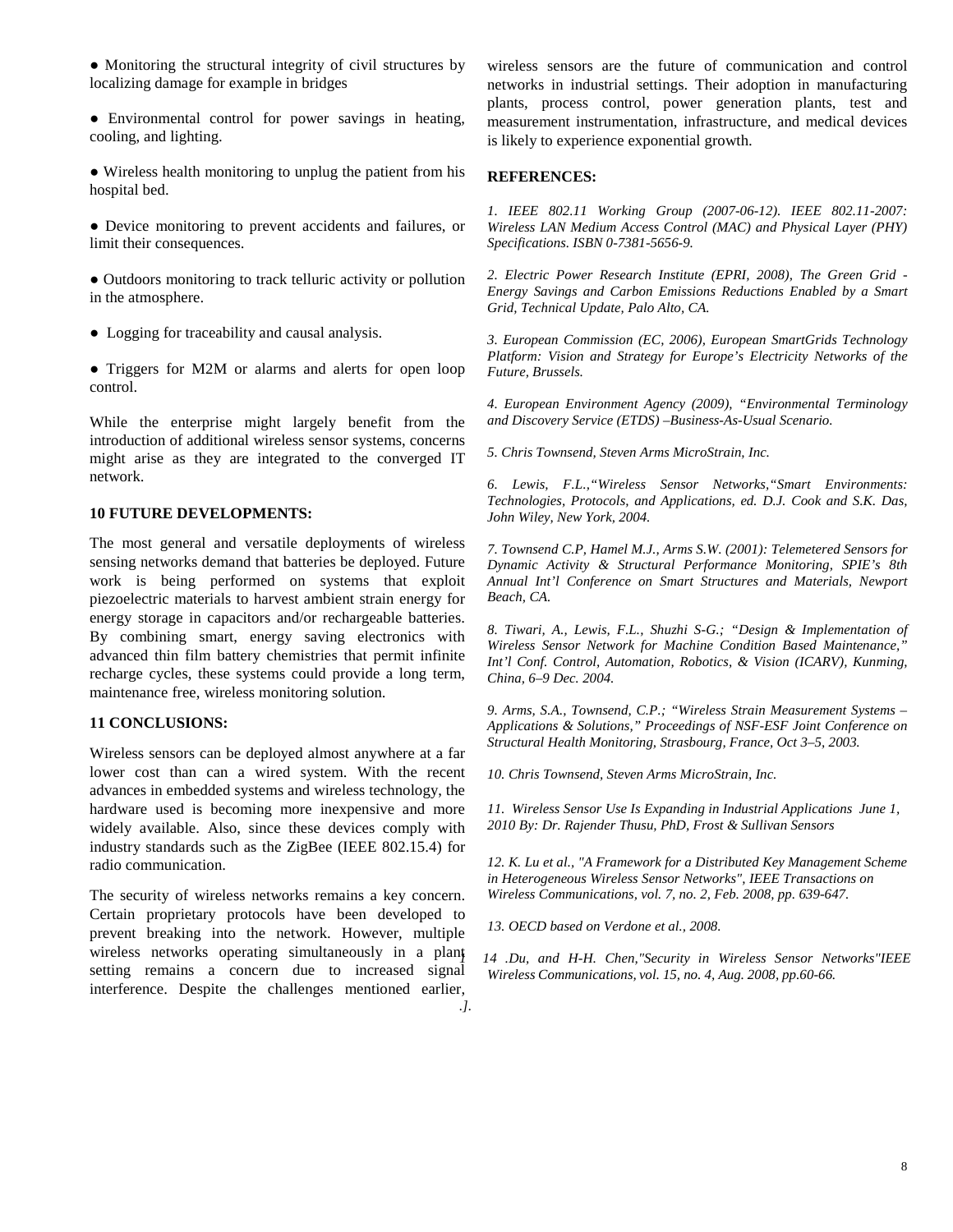● Monitoring the structural integrity of civil structures by localizing damage for example in bridges

● Environmental control for power savings in heating, cooling, and lighting.

● Wireless health monitoring to unplug the patient from his hospital bed.

● Device monitoring to prevent accidents and failures, or limit their consequences.

● Outdoors monitoring to track telluric activity or pollution in the atmosphere.

● Logging for traceability and causal analysis.

● Triggers for M2M or alarms and alerts for open loop control.

While the enterprise might largely benefit from the introduction of additional wireless sensor systems, concerns might arise as they are integrated to the converged IT network.

**10 FUTURE DEVELOPMENTS:**

The most general and versatile deployments of wireless sensing networks demand that batteries be deployed. Future work is being performed on systems that exploit piezoelectric materials to harvest ambient strain energy for energy storage in capacitors and/or rechargeable batteries. By combining smart, energy saving electronics with advanced thin film battery chemistries that permit infinite recharge cycles, these systems could provide a long term, maintenance free, wireless monitoring solution.

**11 CONCLUSIONS:**

Wireless sensors can be deployed almost anywhere at a far lower cost than can a wired system. With the recent advances in embedded systems and wireless technology, the hardware used is becoming more inexpensive and more widely available. Also, since these devices comply with industry standards such as the ZigBee (IEEE 802.15.4) for radio communication.

The security of wireless networks remains a key concern. Certain proprietary protocols have been developed to prevent breaking into the network. However, multiple wireless networks operating simultaneously in a plant setting remains a concern due to increased signal interference. Despite the challenges mentioned earlier, wireless sensors are the future of communication and control networks in industrial settings. Their adoption in manufacturing plants, process control, power generation plants, test and measurement instrumentation, infrastructure, and medical devices is likely to experience exponential growth.

**REFERENCES:**

*1. IEEE 802.11 Working Group (2007-06-12). IEEE 802.11-2007: Wireless LAN Medium Access Control (MAC) and Physical Layer (PHY) Specifications. ISBN 0-7381-5656-9.*

*2. Electric Power Research Institute (EPRI, 2008), The Green Grid - Energy Savings and Carbon Emissions Reductions Enabled by a Smart Grid, Technical Update, Palo Alto, CA.*

*3. European Commission (EC, 2006), European SmartGrids Technology Platform: Vision and Strategy for Europe's Electricity Networks of the Future, Brussels.*

*4. European Environment Agency (2009), "Environmental Terminology and Discovery Service (ETDS) –Business-As-Usual Scenario.*

*5. Chris Townsend, Steven Arms MicroStrain, Inc.*

*6. Lewis, F.L.,"Wireless Sensor Networks,"Smart Environments: Technologies, Protocols, and Applications, ed. D.J. Cook and S.K. Das, John Wiley, New York, 2004.*

*7. Townsend C.P, Hamel M.J., Arms S.W. (2001): Telemetered Sensors for Dynamic Activity & Structural Performance Monitoring, SPIE's 8th Annual Int'l Conference on Smart Structures and Materials, Newport Beach, CA.*

*8. Tiwari, A., Lewis, F.L., Shuzhi S-G.; "Design & Implementation of Wireless Sensor Network for Machine Condition Based Maintenance," Int'l Conf. Control, Automation, Robotics, & Vision (ICARV), Kunming, China, 6–9 Dec. 2004.*

*9. Arms, S.A., Townsend, C.P.; "Wireless Strain Measurement Systems – Applications & Solutions," Proceedings of NSF-ESF Joint Conference on Structural Health Monitoring, Strasbourg, France, Oct 3–5, 2003.*

*10. Chris Townsend, Steven Arms MicroStrain, Inc.*

*11. Wireless Sensor Use Is Expanding in Industrial Applications June 1, 2010 By: Dr. Rajender Thusu, PhD, Frost & Sullivan Sensors*

*12. K. Lu et al., "A Framework for a Distributed Key Management Scheme in Heterogeneous Wireless Sensor Networks", IEEE Transactions on Wireless Communications, vol. 7, no. 2, Feb. 2008, pp. 639-647.*

*13. OECD based on Verdone et al., 2008.*

*14 .Du, and H-H. Chen,"Security in Wireless Sensor Networks"IEEE Wireless Communications, vol. 15, no. 4, Aug. 2008, pp.60-66.*